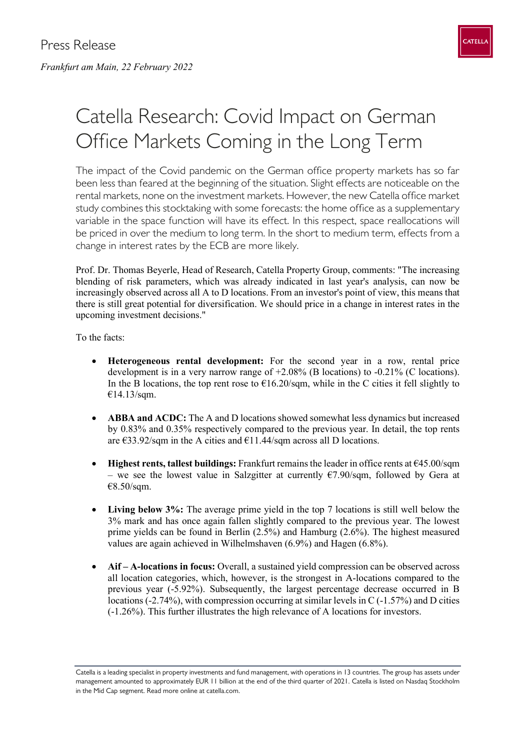Press Release

*Frankfurt am Main, 22 February 2022*

# Catella Research: Covid Impact on German Office Markets Coming in the Long Term

The impact of the Covid pandemic on the German office property markets has so far been less than feared at the beginning of the situation. Slight effects are noticeable on the rental markets, none on the investment markets. However, the new Catella office market study combines this stocktaking with some forecasts: the home office as a supplementary variable in the space function will have its effect. In this respect, space reallocations will be priced in over the medium to long term. In the short to medium term, effects from a change in interest rates by the ECB are more likely.

Prof. Dr. Thomas Beyerle, Head of Research, Catella Property Group, comments: "The increasing blending of risk parameters, which was already indicated in last year's analysis, can now be increasingly observed across all A to D locations. From an investor's point of view, this means that there is still great potential for diversification. We should price in a change in interest rates in the upcoming investment decisions."

To the facts:

- **Heterogeneous rental development:** For the second year in a row, rental price development is in a very narrow range of +2.08% (B locations) to -0.21% (C locations). In the B locations, the top rent rose to €16.20/sqm, while in the C cities it fell slightly to €14.13/sqm.
- **ABBA and ACDC:** The A and D locations showed somewhat less dynamics but increased by 0.83% and 0.35% respectively compared to the previous year. In detail, the top rents are €33.92/sqm in the A cities and €11.44/sqm across all D locations.
- **Highest rents, tallest buildings:** Frankfurt remains the leader in office rents at €45.00/sqm – we see the lowest value in Salzgitter at currently €7.90/sqm, followed by Gera at €8.50/sqm.
- **Living below 3%:** The average prime yield in the top 7 locations is still well below the 3% mark and has once again fallen slightly compared to the previous year. The lowest prime yields can be found in Berlin (2.5%) and Hamburg (2.6%). The highest measured values are again achieved in Wilhelmshaven (6.9%) and Hagen (6.8%).
- **Aif – A-locations in focus:** Overall, a sustained yield compression can be observed across all location categories, which, however, is the strongest in A-locations compared to the previous year (-5.92%). Subsequently, the largest percentage decrease occurred in B locations (-2.74%), with compression occurring at similar levels in C (-1.57%) and D cities (-1.26%). This further illustrates the high relevance of A locations for investors.

Catella is a leading specialist in property investments and fund management, with operations in 13 countries. The group has assets under management amounted to approximately EUR 11 billion at the end of the third quarter of 2021. Catella is listed on Nasdaq Stockholm in the Mid Cap segment. Read more online at catella.com.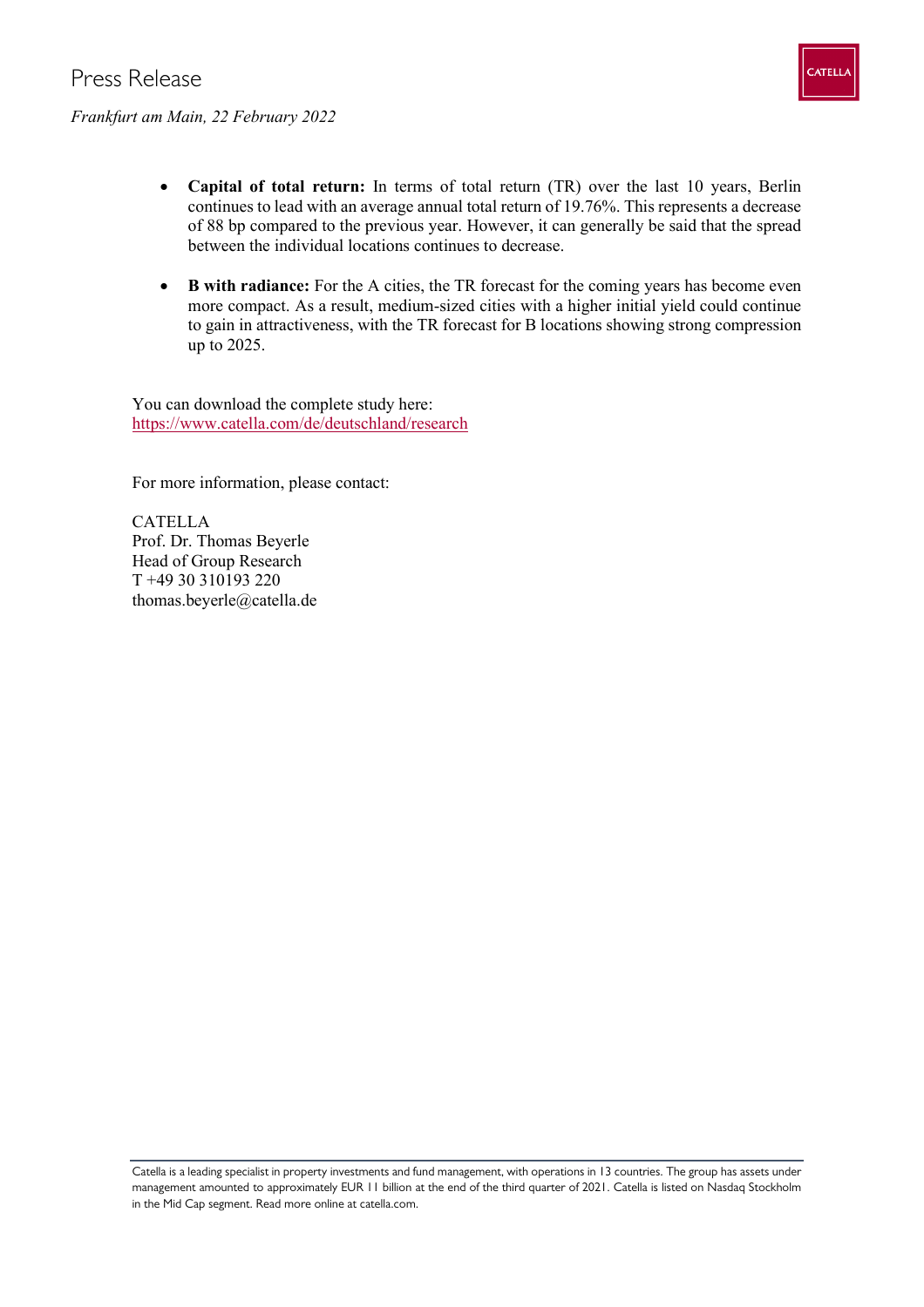- **Capital of total return:** In terms of total return (TR) over the last 10 years, Berlin continues to lead with an average annual total return of 19.76%. This represents a decrease of 88 bp compared to the previous year. However, it can generally be said that the spread between the individual locations continues to decrease.

- **B with radiance:** For the A cities, the TR forecast for the coming years has become even more compact. As a result, medium-sized cities with a higher initial yield could continue to gain in attractiveness, with the TR forecast for B locations showing strong compression up to 2025.

You can download the complete study here:
https://www.catella.com/de/deutschland/research

For more information, please contact:

CATELLA
Prof. Dr. Thomas Beyerle
Head of Group Research
T +49 30 310193 220
thomas.beyerle@catella.de

Catella is a leading specialist in property investments and fund management, with operations in 13 countries. The group has assets under management amounted to approximately EUR 11 billion at the end of the third quarter of 2021. Catella is listed on Nasdaq Stockholm in the Mid Cap segment. Read more online at catella.com.